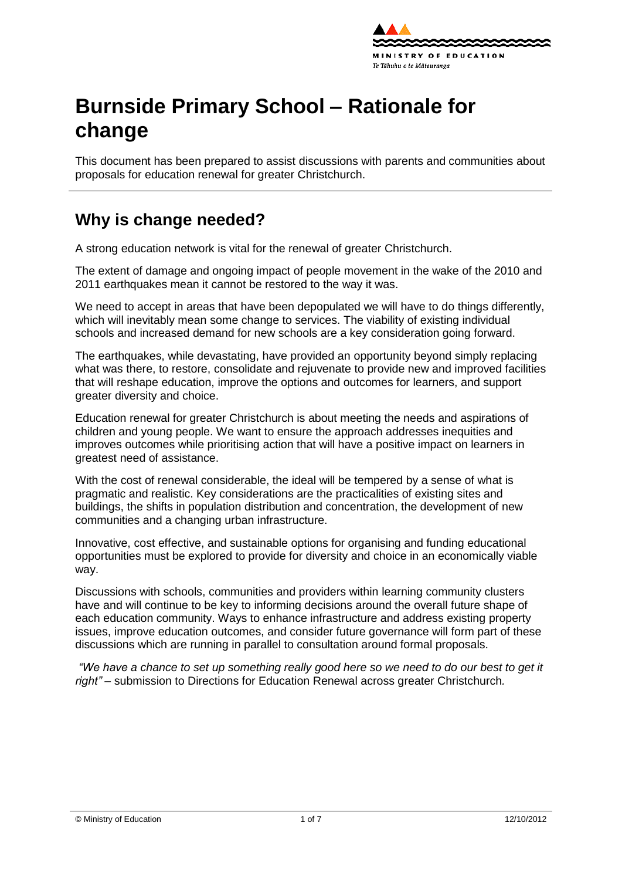# Burnside Primary School – Rationale for change

This document has been prepared to assist discussions with parents and communities about proposals for education renewal for greater Christchurch.

## Why is change needed?

A strong education network is vital for the renewal of greater Christchurch.

The extent of damage and ongoing impact of people movement in the wake of the 2010 and 2011 earthquakes mean it cannot be restored to the way it was.

We need to accept in areas that have been depopulated we will have to do things differently, which will inevitably mean some change to services. The viability of existing individual schools and increased demand for new schools are a key consideration going forward.

The earthquakes, while devastating, have provided an opportunity beyond simply replacing what was there, to restore, consolidate and rejuvenate to provide new and improved facilities that will reshape education, improve the options and outcomes for learners, and support greater diversity and choice.

Education renewal for greater Christchurch is about meeting the needs and aspirations of children and young people. We want to ensure the approach addresses inequities and improves outcomes while prioritising action that will have a positive impact on learners in greatest need of assistance.

With the cost of renewal considerable, the ideal will be tempered by a sense of what is pragmatic and realistic. Key considerations are the practicalities of existing sites and buildings, the shifts in population distribution and concentration, the development of new communities and a changing urban infrastructure.

Innovative, cost effective, and sustainable options for organising and funding educational opportunities must be explored to provide for diversity and choice in an economically viable way.

Discussions with schools, communities and providers within learning community clusters have and will continue to be key to informing decisions around the overall future shape of each education community. Ways to enhance infrastructure and address existing property issues, improve education outcomes, and consider future governance will form part of these discussions which are running in parallel to consultation around formal proposals.

*"We have a chance to set up something really good here so we need to do our best to get it right"* – submission to Directions for Education Renewal across greater Christchurch*.*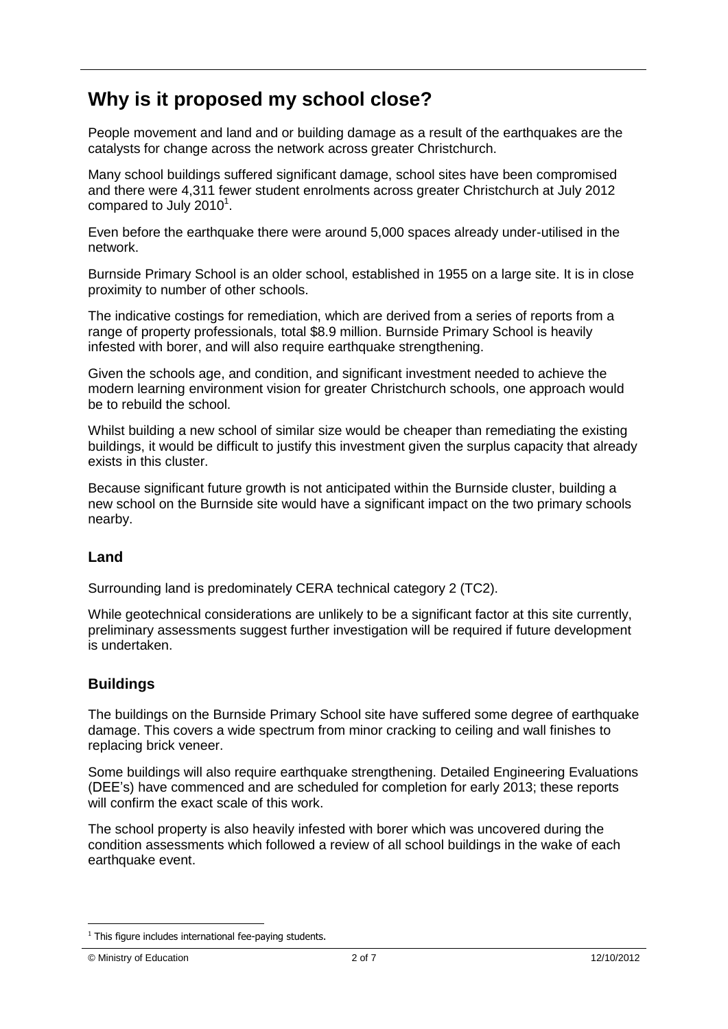# Why is it proposed my school close?

People movement and land and or building damage as a result of the earthquakes are the catalysts for change across the network across greater Christchurch.

Many school buildings suffered significant damage, school sites have been compromised and there were 4,311 fewer student enrolments across greater Christchurch at July 2012 compared to July 2010[1].

Even before the earthquake there were around 5,000 spaces already under-utilised in the network.

Burnside Primary School is an older school, established in 1955 on a large site. It is in close proximity to number of other schools.

The indicative costings for remediation, which are derived from a series of reports from a range of property professionals, total $8.9 million. Burnside Primary School is heavily infested with borer, and will also require earthquake strengthening.

Given the schools age, and condition, and significant investment needed to achieve the modern learning environment vision for greater Christchurch schools, one approach would be to rebuild the school.

Whilst building a new school of similar size would be cheaper than remediating the existing buildings, it would be difficult to justify this investment given the surplus capacity that already exists in this cluster.

Because significant future growth is not anticipated within the Burnside cluster, building a new school on the Burnside site would have a significant impact on the two primary schools nearby.

## Land

Surrounding land is predominately CERA technical category 2 (TC2).

While geotechnical considerations are unlikely to be a significant factor at this site currently, preliminary assessments suggest further investigation will be required if future development is undertaken.

## Buildings

The buildings on the Burnside Primary School site have suffered some degree of earthquake damage. This covers a wide spectrum from minor cracking to ceiling and wall finishes to replacing brick veneer.

Some buildings will also require earthquake strengthening. Detailed Engineering Evaluations (DEE's) have commenced and are scheduled for completion for early 2013; these reports will confirm the exact scale of this work.

The school property is also heavily infested with borer which was uncovered during the condition assessments which followed a review of all school buildings in the wake of each earthquake event.

[1] This figure includes international fee-paying students.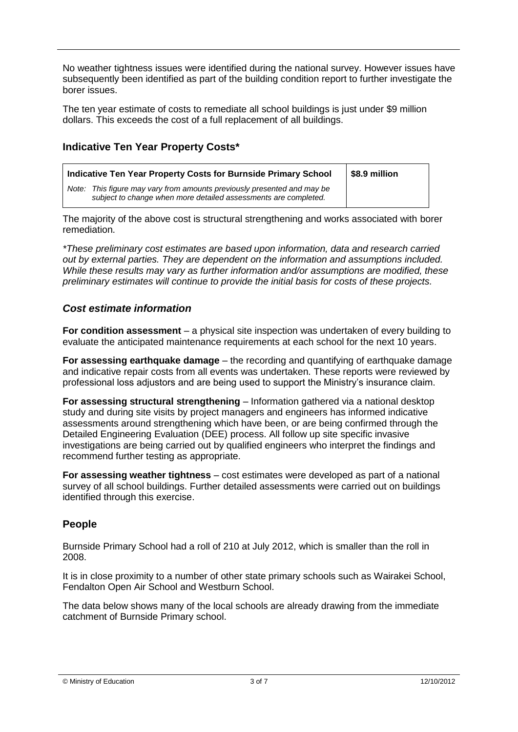No weather tightness issues were identified during the national survey. However issues have subsequently been identified as part of the building condition report to further investigate the borer issues.

The ten year estimate of costs to remediate all school buildings is just under $9 million dollars. This exceeds the cost of a full replacement of all buildings.

## Indicative Ten Year Property Costs*

| **Indicative Ten Year Property Costs for Burnside Primary School** | **$8.9 million** |
| --- | --- |
| *Note: This figure may vary from amounts previously presented and may be subject to change when more detailed assessments are completed.* | |

The majority of the above cost is structural strengthening and works associated with borer remediation.

*\*These preliminary cost estimates are based upon information, data and research carried out by external parties. They are dependent on the information and assumptions included. While these results may vary as further information and/or assumptions are modified, these preliminary estimates will continue to provide the initial basis for costs of these projects.*

### *Cost estimate information*

**For condition assessment** – a physical site inspection was undertaken of every building to evaluate the anticipated maintenance requirements at each school for the next 10 years.

**For assessing earthquake damage** – the recording and quantifying of earthquake damage and indicative repair costs from all events was undertaken. These reports were reviewed by professional loss adjustors and are being used to support the Ministry's insurance claim.

**For assessing structural strengthening** – Information gathered via a national desktop study and during site visits by project managers and engineers has informed indicative assessments around strengthening which have been, or are being confirmed through the Detailed Engineering Evaluation (DEE) process. All follow up site specific invasive investigations are being carried out by qualified engineers who interpret the findings and recommend further testing as appropriate.

**For assessing weather tightness** – cost estimates were developed as part of a national survey of all school buildings. Further detailed assessments were carried out on buildings identified through this exercise.

## People

Burnside Primary School had a roll of 210 at July 2012, which is smaller than the roll in 2008.

It is in close proximity to a number of other state primary schools such as Wairakei School, Fendalton Open Air School and Westburn School.

The data below shows many of the local schools are already drawing from the immediate catchment of Burnside Primary school.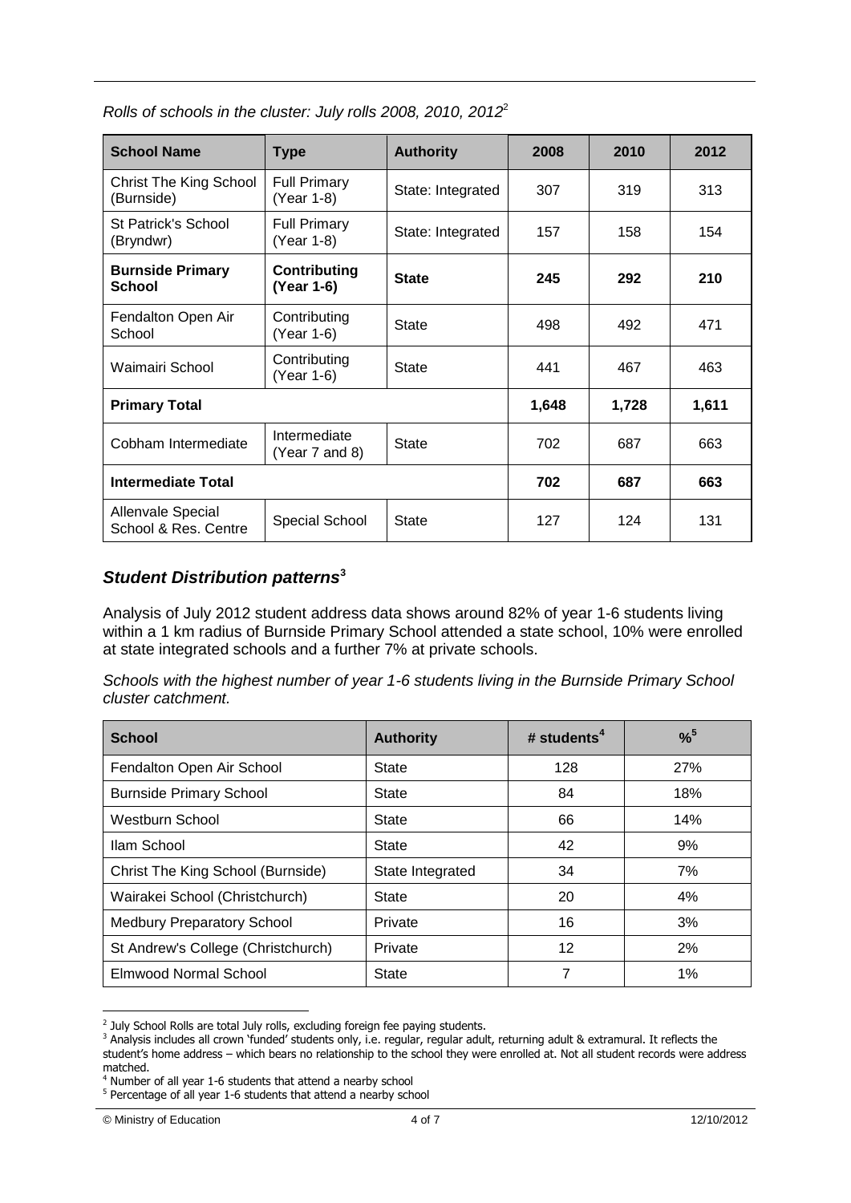*Rolls of schools in the cluster: July rolls 2008, 2010, 2012*[2]

| School Name | Type | Authority | 2008 | 2010 | 2012 |
|---|---|---|---|---|---|
| Christ The King School (Burnside) | Full Primary (Year 1-8) | State: Integrated | 307 | 319 | 313 |
| St Patrick's School (Bryndwr) | Full Primary (Year 1-8) | State: Integrated | 157 | 158 | 154 |
| **Burnside Primary School** | **Contributing (Year 1-6)** | **State** | **245** | **292** | **210** |
| Fendalton Open Air School | Contributing (Year 1-6) | State | 498 | 492 | 471 |
| Waimairi School | Contributing (Year 1-6) | State | 441 | 467 | 463 |
| **Primary Total** | | | **1,648** | **1,728** | **1,611** |
| Cobham Intermediate | Intermediate (Year 7 and 8) | State | 702 | 687 | 663 |
| **Intermediate Total** | | | **702** | **687** | **663** |
| Allenvale Special School & Res. Centre | Special School | State | 127 | 124 | 131 |

## *Student Distribution patterns*[3]

Analysis of July 2012 student address data shows around 82% of year 1-6 students living within a 1 km radius of Burnside Primary School attended a state school, 10% were enrolled at state integrated schools and a further 7% at private schools.

*Schools with the highest number of year 1-6 students living in the Burnside Primary School cluster catchment.*

| School | Authority | # students[4] | %[5] |
|---|---|---|---|
| Fendalton Open Air School | State | 128 | 27% |
| Burnside Primary School | State | 84 | 18% |
| Westburn School | State | 66 | 14% |
| Ilam School | State | 42 | 9% |
| Christ The King School (Burnside) | State Integrated | 34 | 7% |
| Wairakei School (Christchurch) | State | 20 | 4% |
| Medbury Preparatory School | Private | 16 | 3% |
| St Andrew's College (Christchurch) | Private | 12 | 2% |
| Elmwood Normal School | State | 7 | 1% |

[2] July School Rolls are total July rolls, excluding foreign fee paying students.

[3] Analysis includes all crown 'funded' students only, i.e. regular, regular adult, returning adult & extramural. It reflects the student's home address – which bears no relationship to the school they were enrolled at. Not all student records were address matched.

[4] Number of all year 1-6 students that attend a nearby school

[5] Percentage of all year 1-6 students that attend a nearby school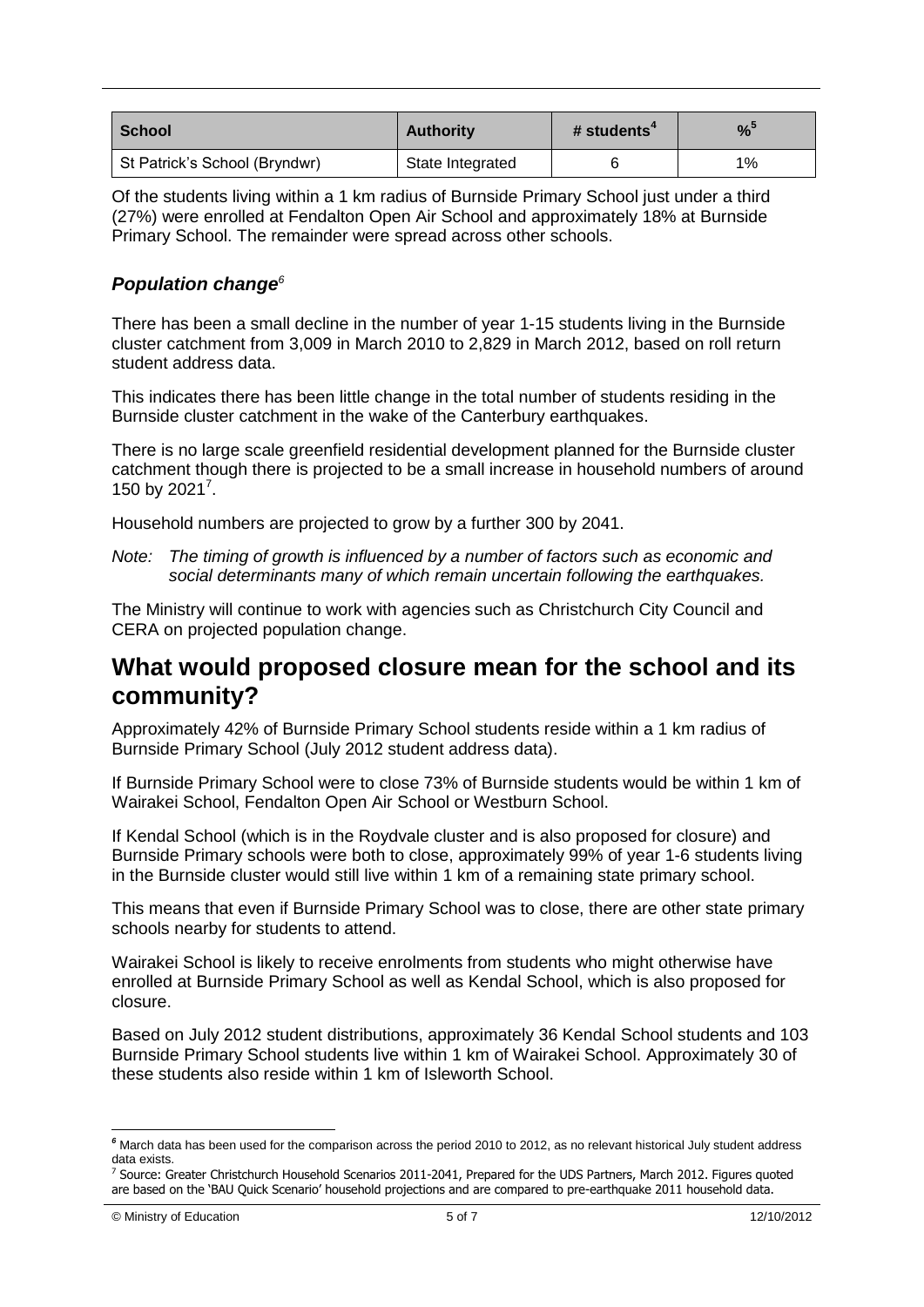| School | Authority | # students[4] | %[5] |
| --- | --- | --- | --- |
| St Patrick's School (Bryndwr) | State Integrated | 6 | 1% |

Of the students living within a 1 km radius of Burnside Primary School just under a third (27%) were enrolled at Fendalton Open Air School and approximately 18% at Burnside Primary School. The remainder were spread across other schools.

### *Population change*[6]

There has been a small decline in the number of year 1-15 students living in the Burnside cluster catchment from 3,009 in March 2010 to 2,829 in March 2012, based on roll return student address data.

This indicates there has been little change in the total number of students residing in the Burnside cluster catchment in the wake of the Canterbury earthquakes.

There is no large scale greenfield residential development planned for the Burnside cluster catchment though there is projected to be a small increase in household numbers of around 150 by 2021[7].

Household numbers are projected to grow by a further 300 by 2041.

*Note: The timing of growth is influenced by a number of factors such as economic and social determinants many of which remain uncertain following the earthquakes.*

The Ministry will continue to work with agencies such as Christchurch City Council and CERA on projected population change.

## What would proposed closure mean for the school and its community?

Approximately 42% of Burnside Primary School students reside within a 1 km radius of Burnside Primary School (July 2012 student address data).

If Burnside Primary School were to close 73% of Burnside students would be within 1 km of Wairakei School, Fendalton Open Air School or Westburn School.

If Kendal School (which is in the Roydvale cluster and is also proposed for closure) and Burnside Primary schools were both to close, approximately 99% of year 1-6 students living in the Burnside cluster would still live within 1 km of a remaining state primary school.

This means that even if Burnside Primary School was to close, there are other state primary schools nearby for students to attend.

Wairakei School is likely to receive enrolments from students who might otherwise have enrolled at Burnside Primary School as well as Kendal School, which is also proposed for closure.

Based on July 2012 student distributions, approximately 36 Kendal School students and 103 Burnside Primary School students live within 1 km of Wairakei School. Approximately 30 of these students also reside within 1 km of Isleworth School.

---

[6] March data has been used for the comparison across the period 2010 to 2012, as no relevant historical July student address data exists.

[7] Source: Greater Christchurch Household Scenarios 2011-2041, Prepared for the UDS Partners, March 2012. Figures quoted are based on the 'BAU Quick Scenario' household projections and are compared to pre-earthquake 2011 household data.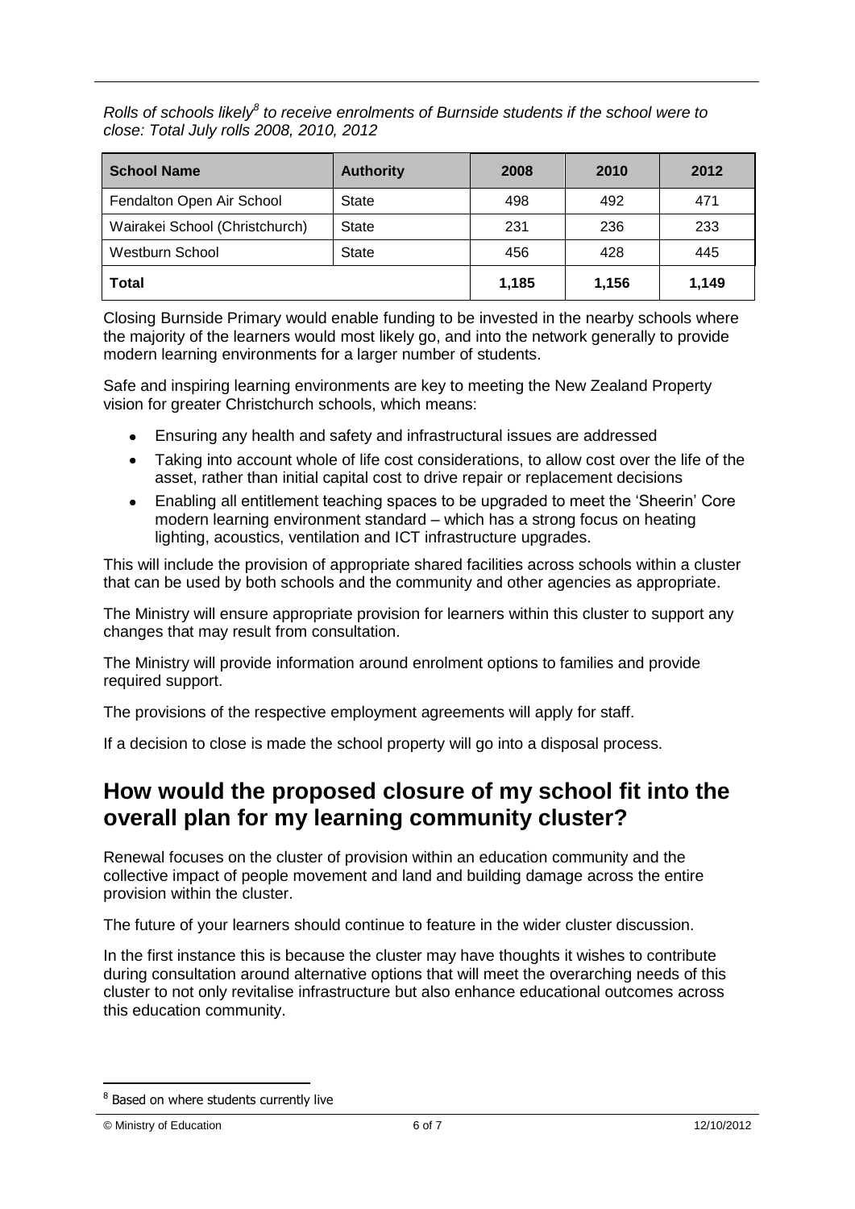*Rolls of schools likely[8] to receive enrolments of Burnside students if the school were to close: Total July rolls 2008, 2010, 2012*

| School Name | Authority | 2008 | 2010 | 2012 |
|---|---|---|---|---|
| Fendalton Open Air School | State | 498 | 492 | 471 |
| Wairakei School (Christchurch) | State | 231 | 236 | 233 |
| Westburn School | State | 456 | 428 | 445 |
| **Total** | | **1,185** | **1,156** | **1,149** |

Closing Burnside Primary would enable funding to be invested in the nearby schools where the majority of the learners would most likely go, and into the network generally to provide modern learning environments for a larger number of students.

Safe and inspiring learning environments are key to meeting the New Zealand Property vision for greater Christchurch schools, which means:

- Ensuring any health and safety and infrastructural issues are addressed
- Taking into account whole of life cost considerations, to allow cost over the life of the asset, rather than initial capital cost to drive repair or replacement decisions
- Enabling all entitlement teaching spaces to be upgraded to meet the 'Sheerin' Core modern learning environment standard – which has a strong focus on heating lighting, acoustics, ventilation and ICT infrastructure upgrades.

This will include the provision of appropriate shared facilities across schools within a cluster that can be used by both schools and the community and other agencies as appropriate.

The Ministry will ensure appropriate provision for learners within this cluster to support any changes that may result from consultation.

The Ministry will provide information around enrolment options to families and provide required support.

The provisions of the respective employment agreements will apply for staff.

If a decision to close is made the school property will go into a disposal process.

## How would the proposed closure of my school fit into the overall plan for my learning community cluster?

Renewal focuses on the cluster of provision within an education community and the collective impact of people movement and land and building damage across the entire provision within the cluster.

The future of your learners should continue to feature in the wider cluster discussion.

In the first instance this is because the cluster may have thoughts it wishes to contribute during consultation around alternative options that will meet the overarching needs of this cluster to not only revitalise infrastructure but also enhance educational outcomes across this education community.

[8] Based on where students currently live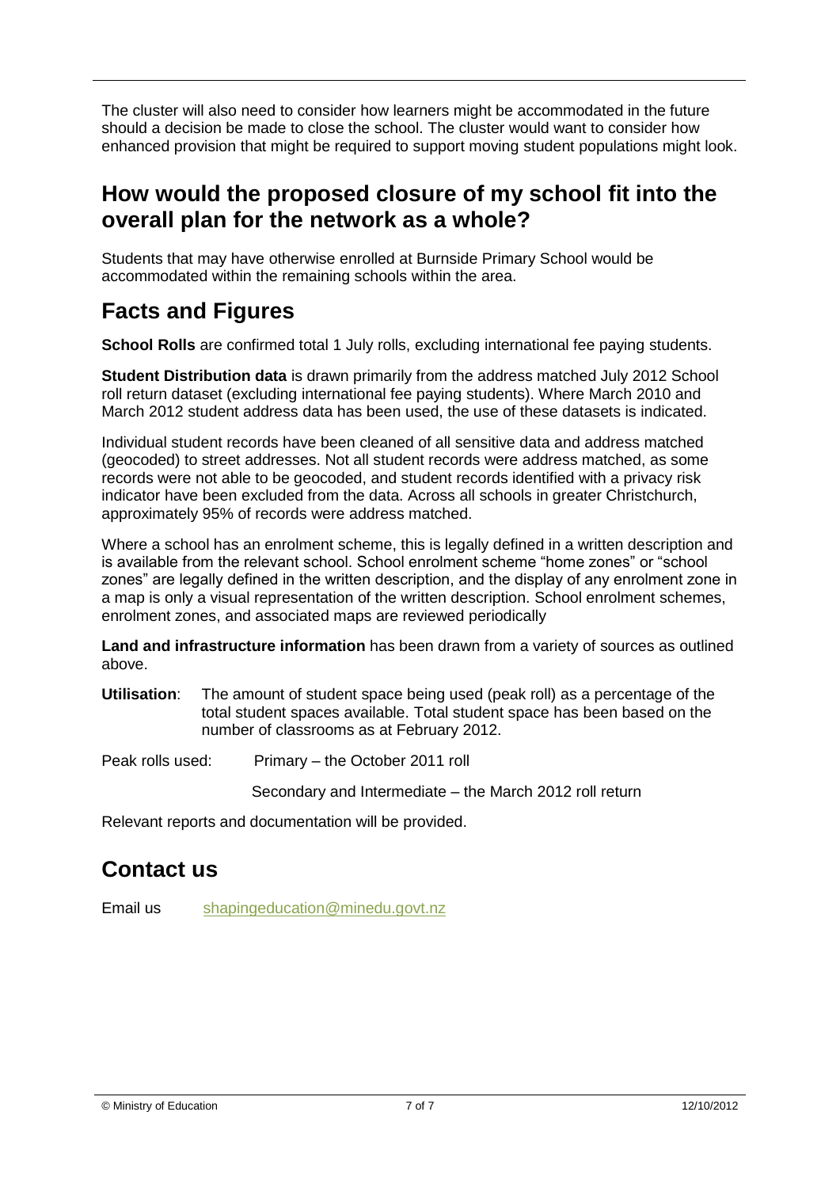The cluster will also need to consider how learners might be accommodated in the future should a decision be made to close the school. The cluster would want to consider how enhanced provision that might be required to support moving student populations might look.

## How would the proposed closure of my school fit into the overall plan for the network as a whole?

Students that may have otherwise enrolled at Burnside Primary School would be accommodated within the remaining schools within the area.

## Facts and Figures

**School Rolls** are confirmed total 1 July rolls, excluding international fee paying students.

**Student Distribution data** is drawn primarily from the address matched July 2012 School roll return dataset (excluding international fee paying students). Where March 2010 and March 2012 student address data has been used, the use of these datasets is indicated.

Individual student records have been cleaned of all sensitive data and address matched (geocoded) to street addresses. Not all student records were address matched, as some records were not able to be geocoded, and student records identified with a privacy risk indicator have been excluded from the data. Across all schools in greater Christchurch, approximately 95% of records were address matched.

Where a school has an enrolment scheme, this is legally defined in a written description and is available from the relevant school. School enrolment scheme "home zones" or "school zones" are legally defined in the written description, and the display of any enrolment zone in a map is only a visual representation of the written description. School enrolment schemes, enrolment zones, and associated maps are reviewed periodically

**Land and infrastructure information** has been drawn from a variety of sources as outlined above.

**Utilisation**: The amount of student space being used (peak roll) as a percentage of the total student spaces available. Total student space has been based on the number of classrooms as at February 2012.

Peak rolls used: Primary – the October 2011 roll

Secondary and Intermediate – the March 2012 roll return

Relevant reports and documentation will be provided.

## Contact us

Email us shapingeducation@minedu.govt.nz